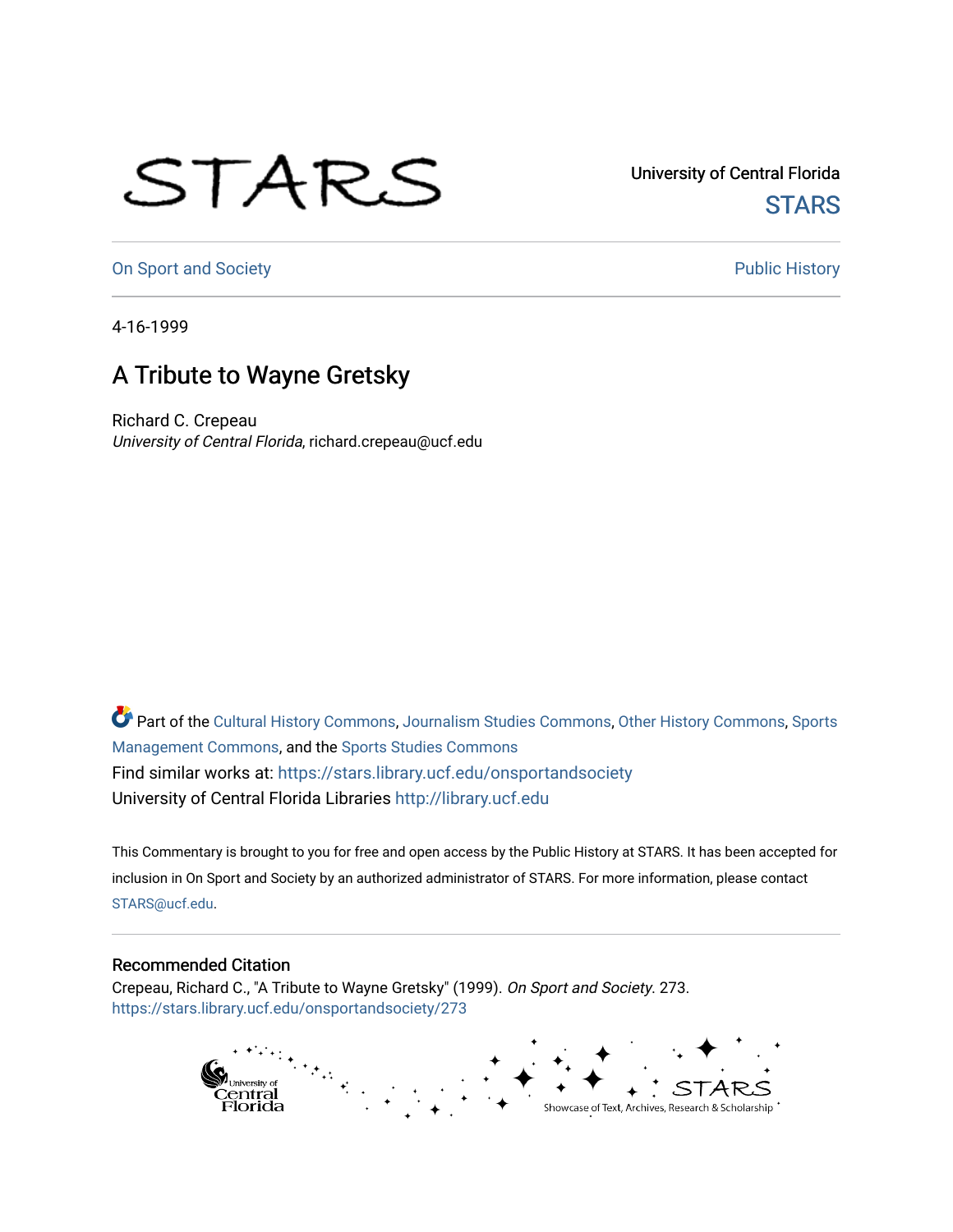University of Central Florida

STARS

On Sport and Society | Public History

4-16-1999

# A Tribute to Wayne Gretsky

Richard C. Crepeau
*University of Central Florida*, richard.crepeau@ucf.edu

Part of the Cultural History Commons, Journalism Studies Commons, Other History Commons, Sports Management Commons, and the Sports Studies Commons

Find similar works at: https://stars.library.ucf.edu/onsportandsociety

University of Central Florida Libraries http://library.ucf.edu

This Commentary is brought to you for free and open access by the Public History at STARS. It has been accepted for inclusion in On Sport and Society by an authorized administrator of STARS. For more information, please contact STARS@ucf.edu.

## Recommended Citation

Crepeau, Richard C., "A Tribute to Wayne Gretsky" (1999). *On Sport and Society*. 273.
https://stars.library.ucf.edu/onsportandsociety/273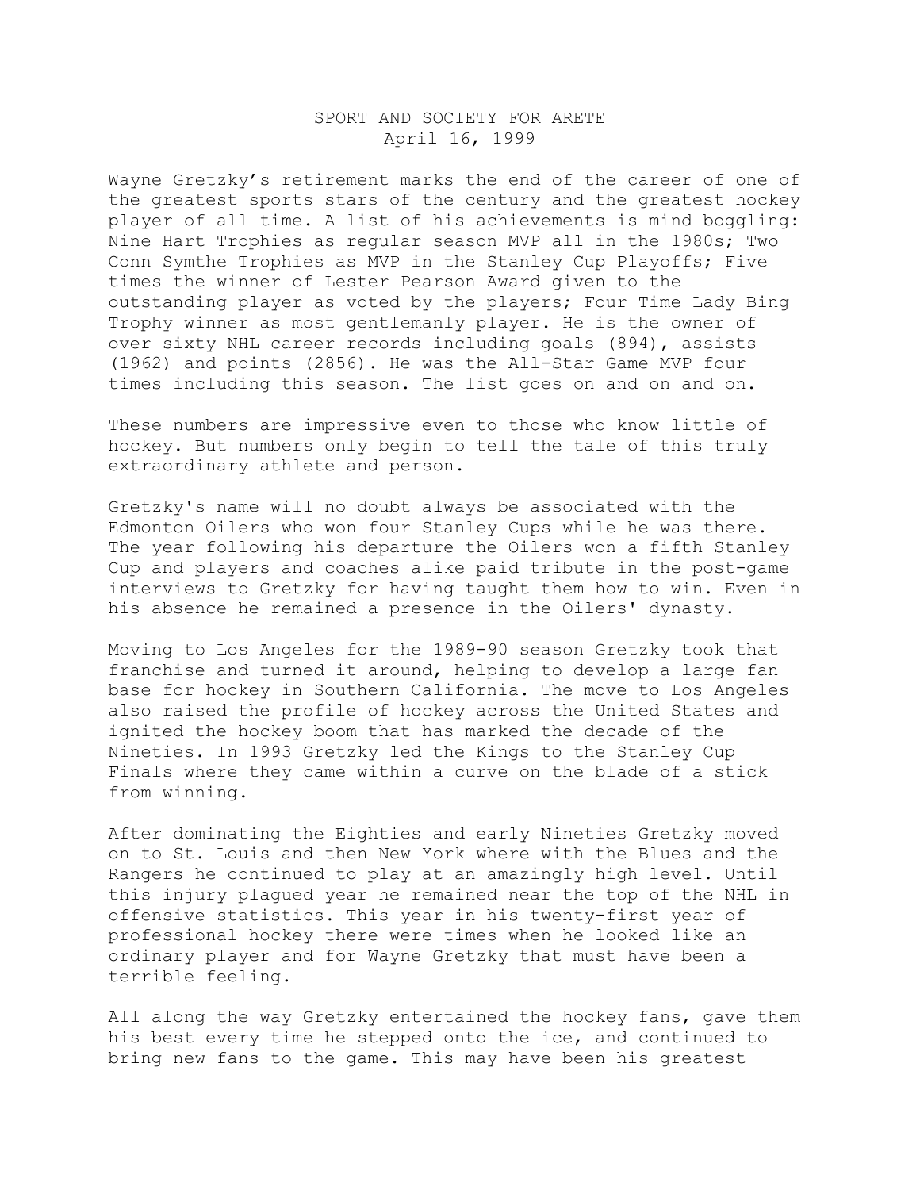SPORT AND SOCIETY FOR ARETE
April 16, 1999

Wayne Gretzky's retirement marks the end of the career of one of the greatest sports stars of the century and the greatest hockey player of all time. A list of his achievements is mind boggling: Nine Hart Trophies as regular season MVP all in the 1980s; Two Conn Symthe Trophies as MVP in the Stanley Cup Playoffs; Five times the winner of Lester Pearson Award given to the outstanding player as voted by the players; Four Time Lady Bing Trophy winner as most gentlemanly player. He is the owner of over sixty NHL career records including goals (894), assists (1962) and points (2856). He was the All-Star Game MVP four times including this season. The list goes on and on and on.

These numbers are impressive even to those who know little of hockey. But numbers only begin to tell the tale of this truly extraordinary athlete and person.

Gretzky's name will no doubt always be associated with the Edmonton Oilers who won four Stanley Cups while he was there. The year following his departure the Oilers won a fifth Stanley Cup and players and coaches alike paid tribute in the post-game interviews to Gretzky for having taught them how to win. Even in his absence he remained a presence in the Oilers' dynasty.

Moving to Los Angeles for the 1989-90 season Gretzky took that franchise and turned it around, helping to develop a large fan base for hockey in Southern California. The move to Los Angeles also raised the profile of hockey across the United States and ignited the hockey boom that has marked the decade of the Nineties. In 1993 Gretzky led the Kings to the Stanley Cup Finals where they came within a curve on the blade of a stick from winning.

After dominating the Eighties and early Nineties Gretzky moved on to St. Louis and then New York where with the Blues and the Rangers he continued to play at an amazingly high level. Until this injury plagued year he remained near the top of the NHL in offensive statistics. This year in his twenty-first year of professional hockey there were times when he looked like an ordinary player and for Wayne Gretzky that must have been a terrible feeling.

All along the way Gretzky entertained the hockey fans, gave them his best every time he stepped onto the ice, and continued to bring new fans to the game. This may have been his greatest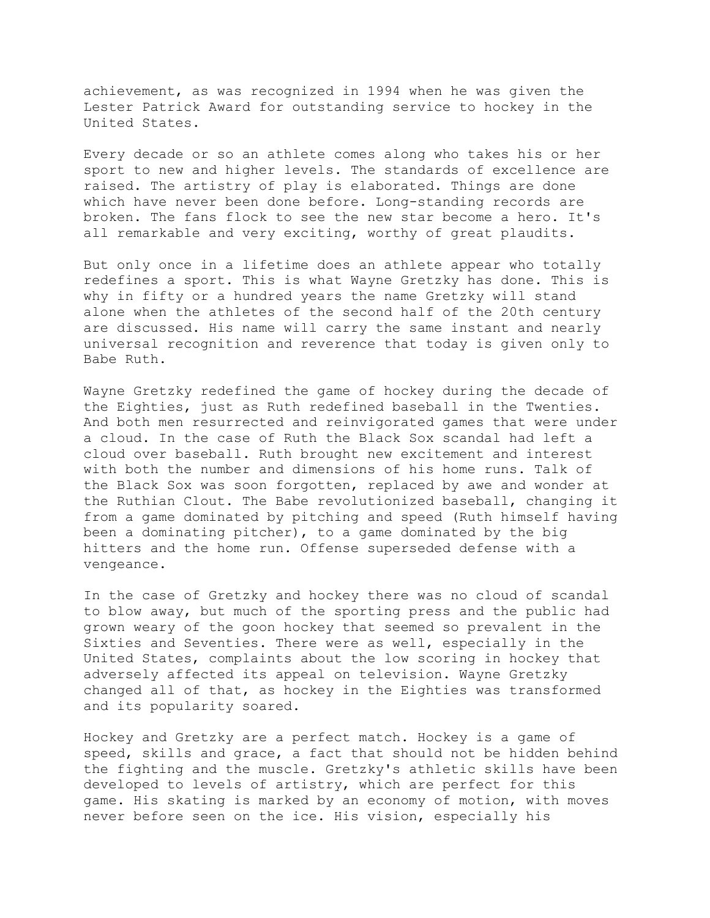achievement, as was recognized in 1994 when he was given the Lester Patrick Award for outstanding service to hockey in the United States.

Every decade or so an athlete comes along who takes his or her sport to new and higher levels. The standards of excellence are raised. The artistry of play is elaborated. Things are done which have never been done before. Long-standing records are broken. The fans flock to see the new star become a hero. It's all remarkable and very exciting, worthy of great plaudits.

But only once in a lifetime does an athlete appear who totally redefines a sport. This is what Wayne Gretzky has done. This is why in fifty or a hundred years the name Gretzky will stand alone when the athletes of the second half of the 20th century are discussed. His name will carry the same instant and nearly universal recognition and reverence that today is given only to Babe Ruth.

Wayne Gretzky redefined the game of hockey during the decade of the Eighties, just as Ruth redefined baseball in the Twenties. And both men resurrected and reinvigorated games that were under a cloud. In the case of Ruth the Black Sox scandal had left a cloud over baseball. Ruth brought new excitement and interest with both the number and dimensions of his home runs. Talk of the Black Sox was soon forgotten, replaced by awe and wonder at the Ruthian Clout. The Babe revolutionized baseball, changing it from a game dominated by pitching and speed (Ruth himself having been a dominating pitcher), to a game dominated by the big hitters and the home run. Offense superseded defense with a vengeance.

In the case of Gretzky and hockey there was no cloud of scandal to blow away, but much of the sporting press and the public had grown weary of the goon hockey that seemed so prevalent in the Sixties and Seventies. There were as well, especially in the United States, complaints about the low scoring in hockey that adversely affected its appeal on television. Wayne Gretzky changed all of that, as hockey in the Eighties was transformed and its popularity soared.

Hockey and Gretzky are a perfect match. Hockey is a game of speed, skills and grace, a fact that should not be hidden behind the fighting and the muscle. Gretzky's athletic skills have been developed to levels of artistry, which are perfect for this game. His skating is marked by an economy of motion, with moves never before seen on the ice. His vision, especially his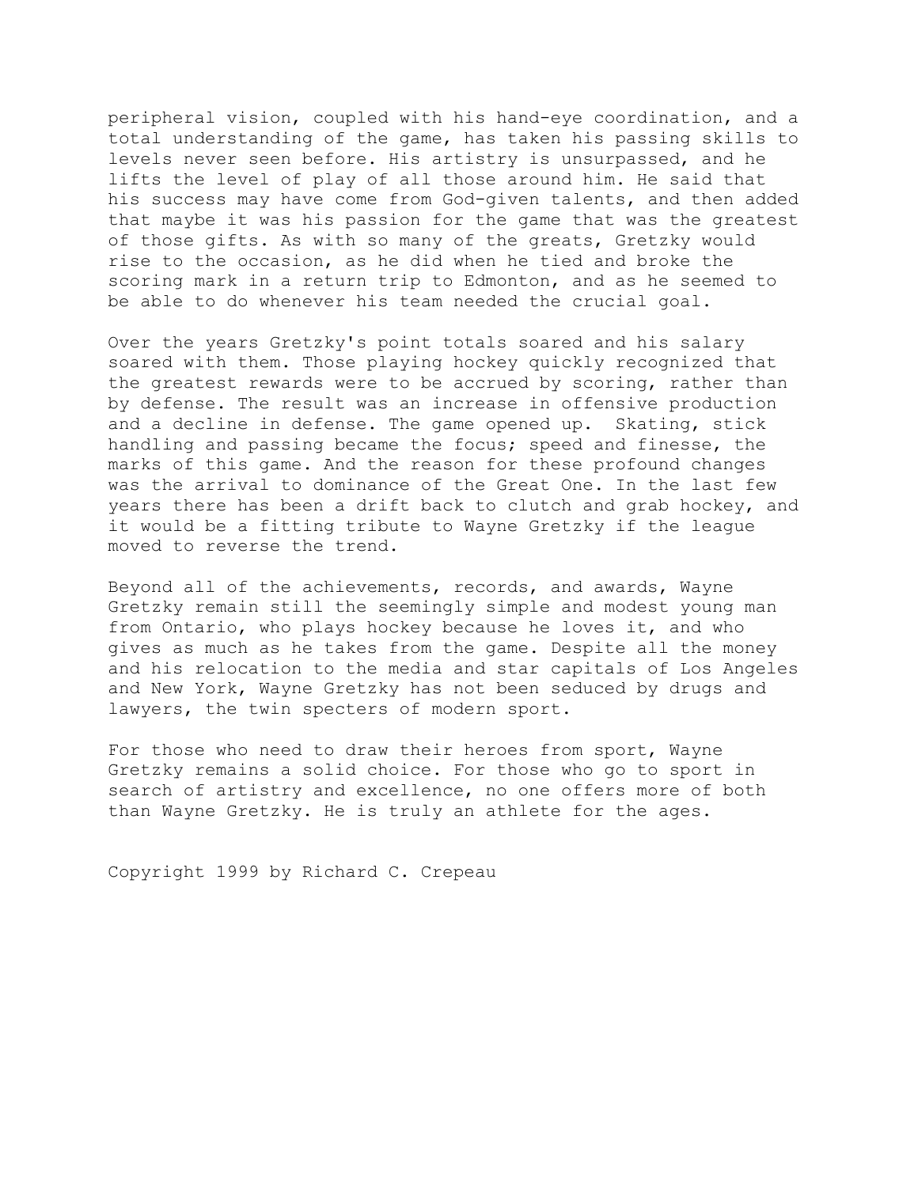peripheral vision, coupled with his hand-eye coordination, and a total understanding of the game, has taken his passing skills to levels never seen before. His artistry is unsurpassed, and he lifts the level of play of all those around him. He said that his success may have come from God-given talents, and then added that maybe it was his passion for the game that was the greatest of those gifts. As with so many of the greats, Gretzky would rise to the occasion, as he did when he tied and broke the scoring mark in a return trip to Edmonton, and as he seemed to be able to do whenever his team needed the crucial goal.

Over the years Gretzky's point totals soared and his salary soared with them. Those playing hockey quickly recognized that the greatest rewards were to be accrued by scoring, rather than by defense. The result was an increase in offensive production and a decline in defense. The game opened up. Skating, stick handling and passing became the focus; speed and finesse, the marks of this game. And the reason for these profound changes was the arrival to dominance of the Great One. In the last few years there has been a drift back to clutch and grab hockey, and it would be a fitting tribute to Wayne Gretzky if the league moved to reverse the trend.

Beyond all of the achievements, records, and awards, Wayne Gretzky remain still the seemingly simple and modest young man from Ontario, who plays hockey because he loves it, and who gives as much as he takes from the game. Despite all the money and his relocation to the media and star capitals of Los Angeles and New York, Wayne Gretzky has not been seduced by drugs and lawyers, the twin specters of modern sport.

For those who need to draw their heroes from sport, Wayne Gretzky remains a solid choice. For those who go to sport in search of artistry and excellence, no one offers more of both than Wayne Gretzky. He is truly an athlete for the ages.

Copyright 1999 by Richard C. Crepeau